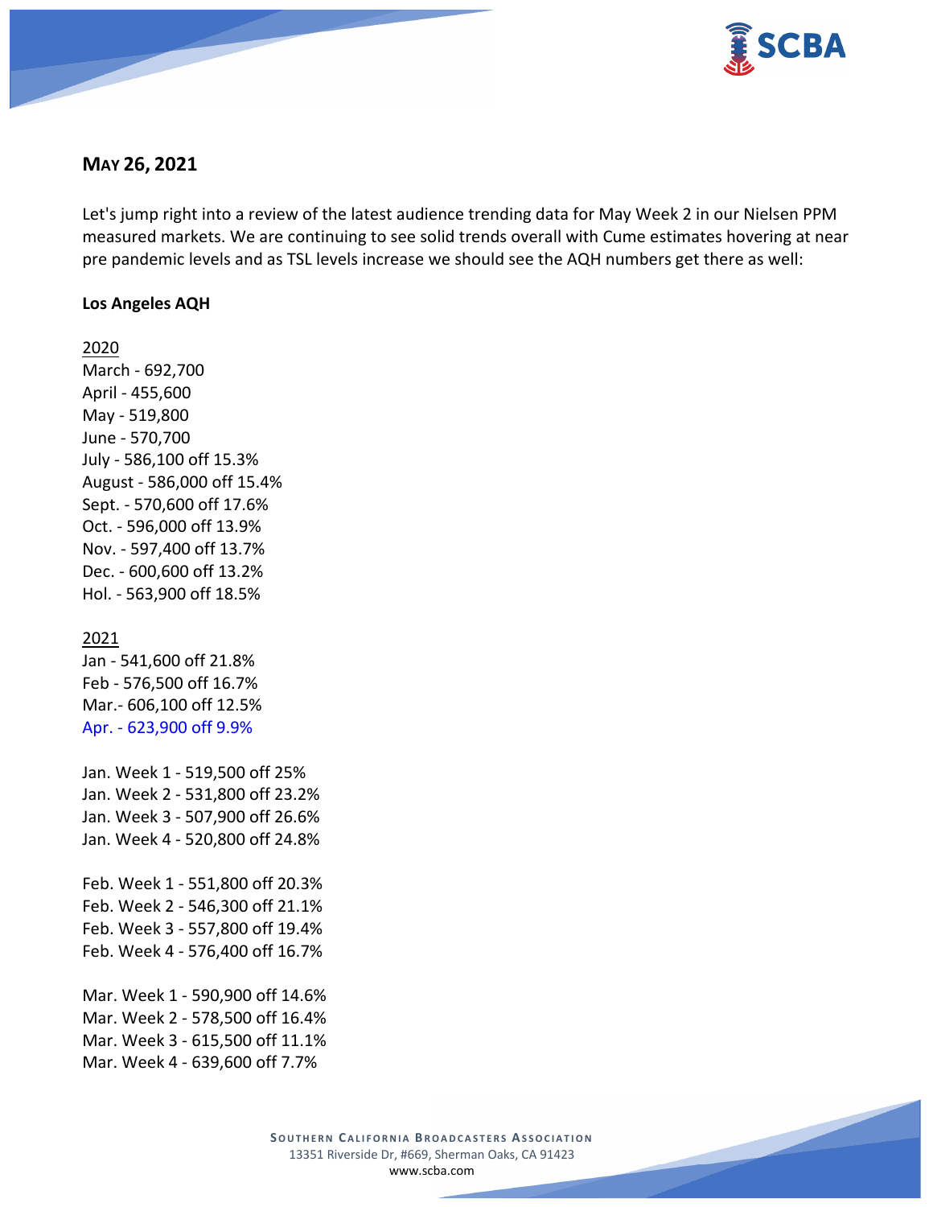## MAY 26, 2021

Let's jump right into a review of the latest audience trending data for May Week 2 in our Nielsen PPM measured markets. We are continuing to see solid trends overall with Cume estimates hovering at near pre pandemic levels and as TSL levels increase we should see the AQH numbers get there as well:

**Los Angeles AQH**

2020

March - 692,700
April - 455,600
May - 519,800
June - 570,700
July - 586,100 off 15.3%
August - 586,000 off 15.4%
Sept. - 570,600 off 17.6%
Oct. - 596,000 off 13.9%
Nov. - 597,400 off 13.7%
Dec. - 600,600 off 13.2%
Hol. - 563,900 off 18.5%

2021

Jan - 541,600 off 21.8%
Feb - 576,500 off 16.7%
Mar.- 606,100 off 12.5%
Apr. - 623,900 off 9.9%

Jan. Week 1 - 519,500 off 25%
Jan. Week 2 - 531,800 off 23.2%
Jan. Week 3 - 507,900 off 26.6%
Jan. Week 4 - 520,800 off 24.8%

Feb. Week 1 - 551,800 off 20.3%
Feb. Week 2 - 546,300 off 21.1%
Feb. Week 3 - 557,800 off 19.4%
Feb. Week 4 - 576,400 off 16.7%

Mar. Week 1 - 590,900 off 14.6%
Mar. Week 2 - 578,500 off 16.4%
Mar. Week 3 - 615,500 off 11.1%
Mar. Week 4 - 639,600 off 7.7%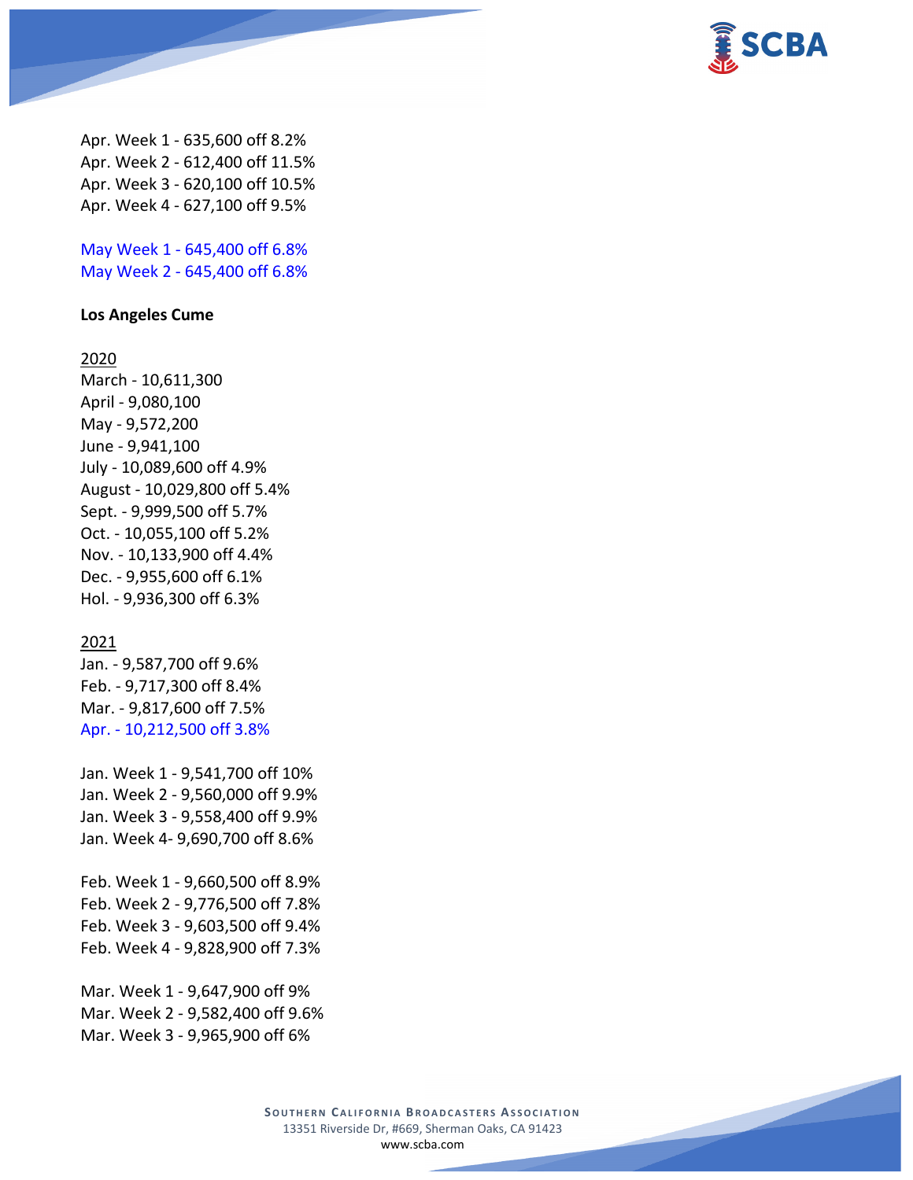Apr. Week 1 - 635,600 off 8.2%
Apr. Week 2 - 612,400 off 11.5%
Apr. Week 3 - 620,100 off 10.5%
Apr. Week 4 - 627,100 off 9.5%

May Week 1 - 645,400 off 6.8%
May Week 2 - 645,400 off 6.8%

**Los Angeles Cume**

2020
March - 10,611,300
April - 9,080,100
May - 9,572,200
June - 9,941,100
July - 10,089,600 off 4.9%
August - 10,029,800 off 5.4%
Sept. - 9,999,500 off 5.7%
Oct. - 10,055,100 off 5.2%
Nov. - 10,133,900 off 4.4%
Dec. - 9,955,600 off 6.1%
Hol. - 9,936,300 off 6.3%

2021
Jan. - 9,587,700 off 9.6%
Feb. - 9,717,300 off 8.4%
Mar. - 9,817,600 off 7.5%
Apr. - 10,212,500 off 3.8%

Jan. Week 1 - 9,541,700 off 10%
Jan. Week 2 - 9,560,000 off 9.9%
Jan. Week 3 - 9,558,400 off 9.9%
Jan. Week 4- 9,690,700 off 8.6%

Feb. Week 1 - 9,660,500 off 8.9%
Feb. Week 2 - 9,776,500 off 7.8%
Feb. Week 3 - 9,603,500 off 9.4%
Feb. Week 4 - 9,828,900 off 7.3%

Mar. Week 1 - 9,647,900 off 9%
Mar. Week 2 - 9,582,400 off 9.6%
Mar. Week 3 - 9,965,900 off 6%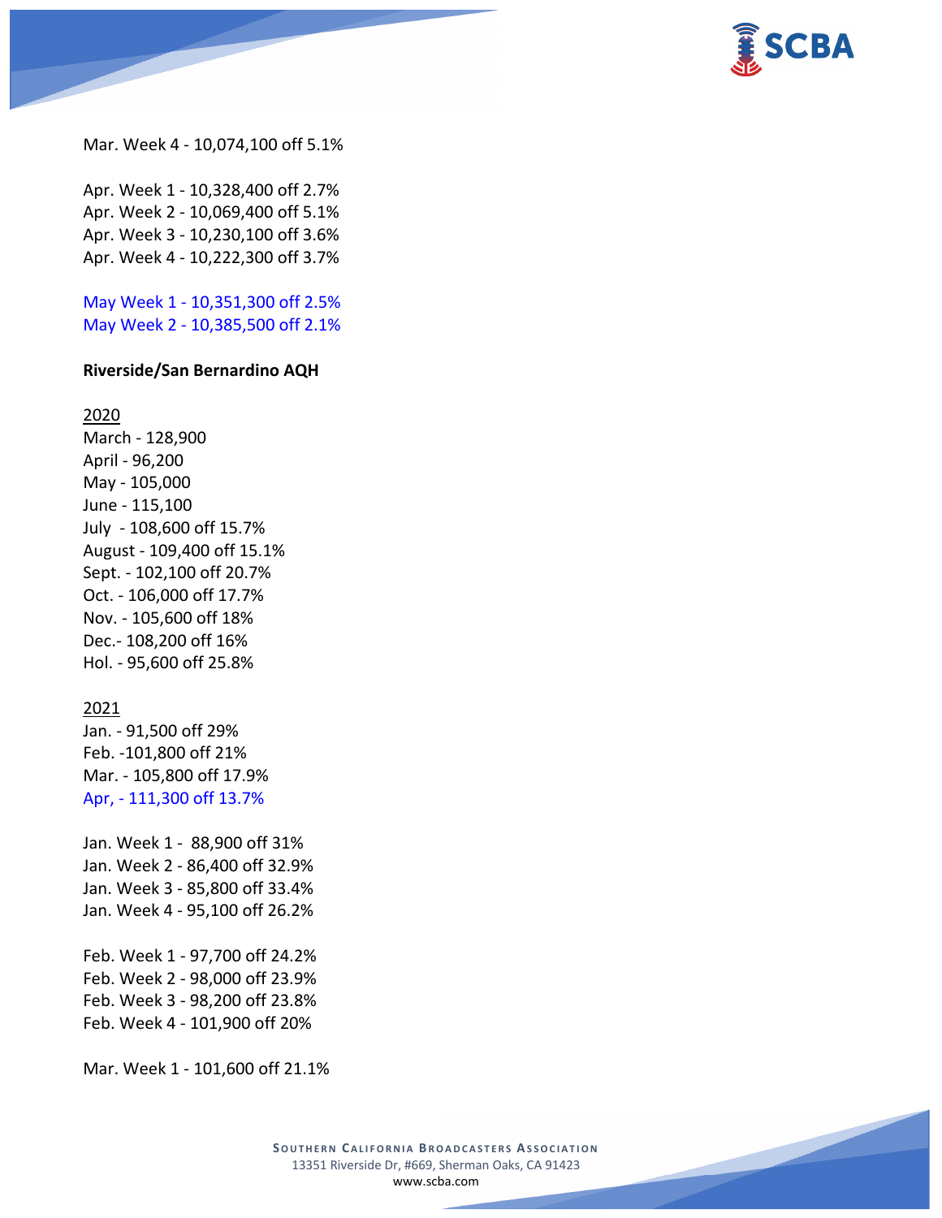Mar. Week 4 - 10,074,100 off 5.1%

Apr. Week 1 - 10,328,400 off 2.7%
Apr. Week 2 - 10,069,400 off 5.1%
Apr. Week 3 - 10,230,100 off 3.6%
Apr. Week 4 - 10,222,300 off 3.7%

May Week 1 - 10,351,300 off 2.5%
May Week 2 - 10,385,500 off 2.1%

**Riverside/San Bernardino AQH**

2020
March - 128,900
April - 96,200
May - 105,000
June - 115,100
July - 108,600 off 15.7%
August - 109,400 off 15.1%
Sept. - 102,100 off 20.7%
Oct. - 106,000 off 17.7%
Nov. - 105,600 off 18%
Dec.- 108,200 off 16%
Hol. - 95,600 off 25.8%

2021
Jan. - 91,500 off 29%
Feb. -101,800 off 21%
Mar. - 105,800 off 17.9%
Apr, - 111,300 off 13.7%

Jan. Week 1 - 88,900 off 31%
Jan. Week 2 - 86,400 off 32.9%
Jan. Week 3 - 85,800 off 33.4%
Jan. Week 4 - 95,100 off 26.2%

Feb. Week 1 - 97,700 off 24.2%
Feb. Week 2 - 98,000 off 23.9%
Feb. Week 3 - 98,200 off 23.8%
Feb. Week 4 - 101,900 off 20%

Mar. Week 1 - 101,600 off 21.1%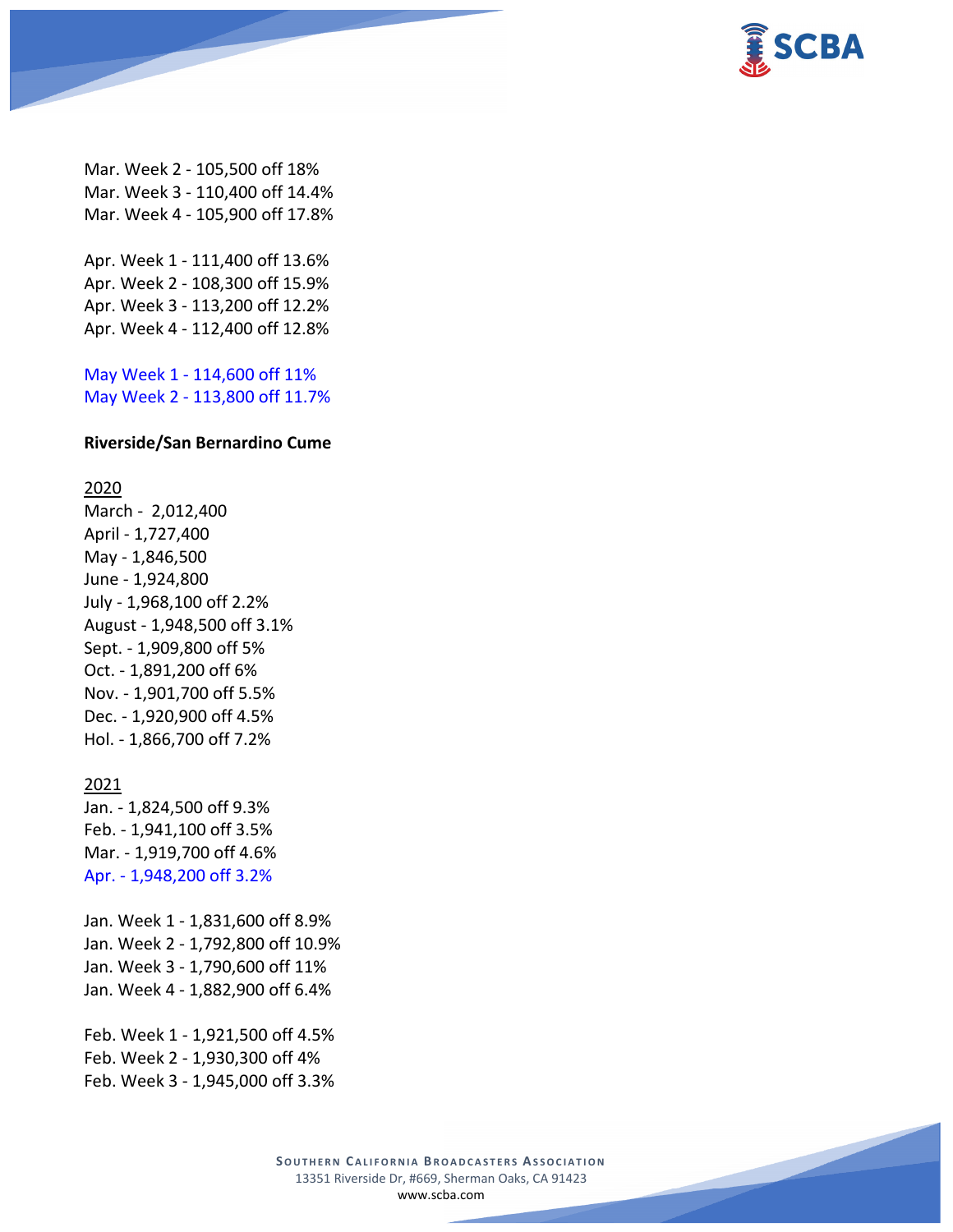Mar. Week 2 - 105,500 off 18%
Mar. Week 3 - 110,400 off 14.4%
Mar. Week 4 - 105,900 off 17.8%

Apr. Week 1 - 111,400 off 13.6%
Apr. Week 2 - 108,300 off 15.9%
Apr. Week 3 - 113,200 off 12.2%
Apr. Week 4 - 112,400 off 12.8%

May Week 1 - 114,600 off 11%
May Week 2 - 113,800 off 11.7%

**Riverside/San Bernardino Cume**

2020
March - 2,012,400
April - 1,727,400
May - 1,846,500
June - 1,924,800
July - 1,968,100 off 2.2%
August - 1,948,500 off 3.1%
Sept. - 1,909,800 off 5%
Oct. - 1,891,200 off 6%
Nov. - 1,901,700 off 5.5%
Dec. - 1,920,900 off 4.5%
Hol. - 1,866,700 off 7.2%

2021
Jan. - 1,824,500 off 9.3%
Feb. - 1,941,100 off 3.5%
Mar. - 1,919,700 off 4.6%
Apr. - 1,948,200 off 3.2%

Jan. Week 1 - 1,831,600 off 8.9%
Jan. Week 2 - 1,792,800 off 10.9%
Jan. Week 3 - 1,790,600 off 11%
Jan. Week 4 - 1,882,900 off 6.4%

Feb. Week 1 - 1,921,500 off 4.5%
Feb. Week 2 - 1,930,300 off 4%
Feb. Week 3 - 1,945,000 off 3.3%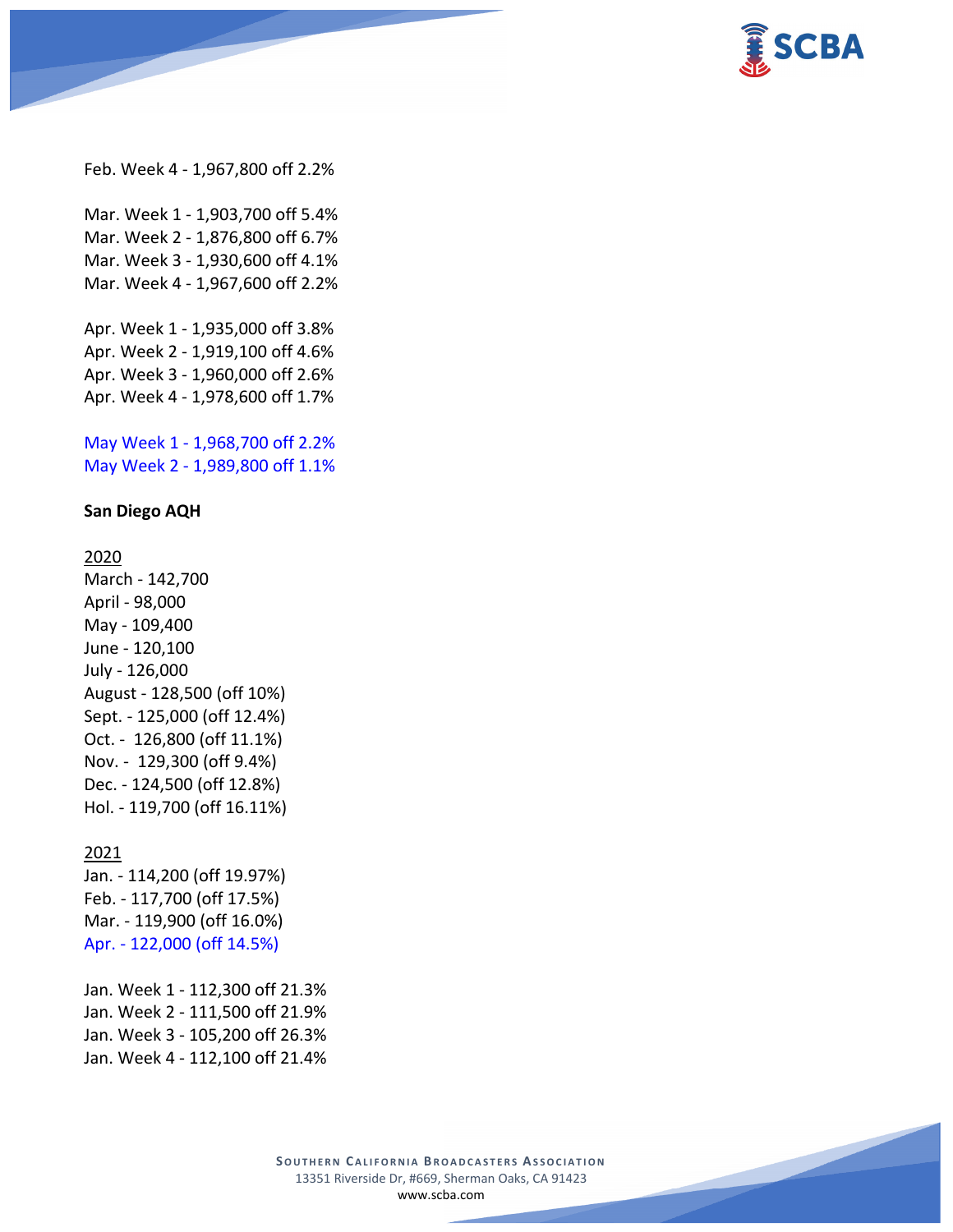Feb. Week 4 - 1,967,800 off 2.2%

Mar. Week 1 - 1,903,700 off 5.4%
Mar. Week 2 - 1,876,800 off 6.7%
Mar. Week 3 - 1,930,600 off 4.1%
Mar. Week 4 - 1,967,600 off 2.2%

Apr. Week 1 - 1,935,000 off 3.8%
Apr. Week 2 - 1,919,100 off 4.6%
Apr. Week 3 - 1,960,000 off 2.6%
Apr. Week 4 - 1,978,600 off 1.7%

May Week 1 - 1,968,700 off 2.2%
May Week 2 - 1,989,800 off 1.1%

**San Diego AQH**

2020
March - 142,700
April - 98,000
May - 109,400
June - 120,100
July - 126,000
August - 128,500 (off 10%)
Sept. - 125,000 (off 12.4%)
Oct. - 126,800 (off 11.1%)
Nov. - 129,300 (off 9.4%)
Dec. - 124,500 (off 12.8%)
Hol. - 119,700 (off 16.11%)

2021
Jan. - 114,200 (off 19.97%)
Feb. - 117,700 (off 17.5%)
Mar. - 119,900 (off 16.0%)
Apr. - 122,000 (off 14.5%)

Jan. Week 1 - 112,300 off 21.3%
Jan. Week 2 - 111,500 off 21.9%
Jan. Week 3 - 105,200 off 26.3%
Jan. Week 4 - 112,100 off 21.4%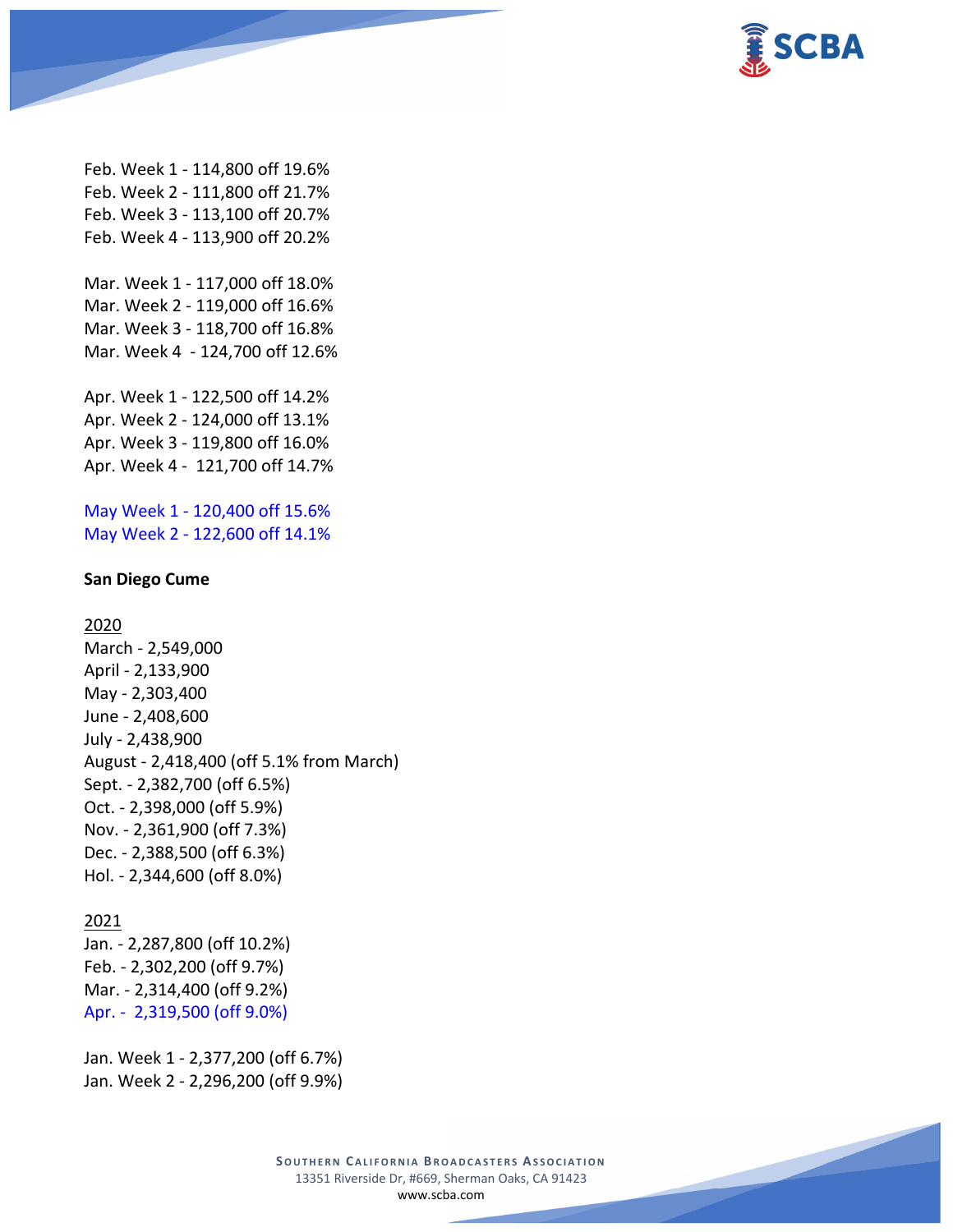Feb. Week 1 - 114,800 off 19.6%
Feb. Week 2 - 111,800 off 21.7%
Feb. Week 3 - 113,100 off 20.7%
Feb. Week 4 - 113,900 off 20.2%

Mar. Week 1 - 117,000 off 18.0%
Mar. Week 2 - 119,000 off 16.6%
Mar. Week 3 - 118,700 off 16.8%
Mar. Week 4 - 124,700 off 12.6%

Apr. Week 1 - 122,500 off 14.2%
Apr. Week 2 - 124,000 off 13.1%
Apr. Week 3 - 119,800 off 16.0%
Apr. Week 4 - 121,700 off 14.7%

May Week 1 - 120,400 off 15.6%
May Week 2 - 122,600 off 14.1%

**San Diego Cume**

2020
March - 2,549,000
April - 2,133,900
May - 2,303,400
June - 2,408,600
July - 2,438,900
August - 2,418,400 (off 5.1% from March)
Sept. - 2,382,700 (off 6.5%)
Oct. - 2,398,000 (off 5.9%)
Nov. - 2,361,900 (off 7.3%)
Dec. - 2,388,500 (off 6.3%)
Hol. - 2,344,600 (off 8.0%)

2021
Jan. - 2,287,800 (off 10.2%)
Feb. - 2,302,200 (off 9.7%)
Mar. - 2,314,400 (off 9.2%)
Apr. - 2,319,500 (off 9.0%)

Jan. Week 1 - 2,377,200 (off 6.7%)
Jan. Week 2 - 2,296,200 (off 9.9%)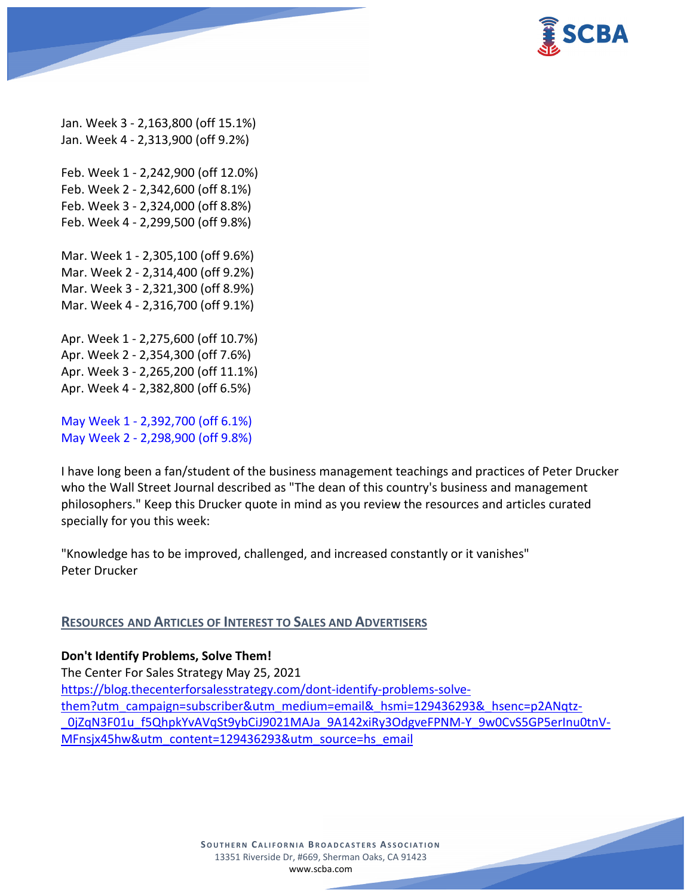Jan. Week 3 - 2,163,800 (off 15.1%)
Jan. Week 4 - 2,313,900 (off 9.2%)

Feb. Week 1 - 2,242,900 (off 12.0%)
Feb. Week 2 - 2,342,600 (off 8.1%)
Feb. Week 3 - 2,324,000 (off 8.8%)
Feb. Week 4 - 2,299,500 (off 9.8%)

Mar. Week 1 - 2,305,100 (off 9.6%)
Mar. Week 2 - 2,314,400 (off 9.2%)
Mar. Week 3 - 2,321,300 (off 8.9%)
Mar. Week 4 - 2,316,700 (off 9.1%)

Apr. Week 1 - 2,275,600 (off 10.7%)
Apr. Week 2 - 2,354,300 (off 7.6%)
Apr. Week 3 - 2,265,200 (off 11.1%)
Apr. Week 4 - 2,382,800 (off 6.5%)

May Week 1 - 2,392,700 (off 6.1%)
May Week 2 - 2,298,900 (off 9.8%)

I have long been a fan/student of the business management teachings and practices of Peter Drucker who the Wall Street Journal described as "The dean of this country's business and management philosophers." Keep this Drucker quote in mind as you review the resources and articles curated specially for you this week:

"Knowledge has to be improved, challenged, and increased constantly or it vanishes"
Peter Drucker

## RESOURCES AND ARTICLES OF INTEREST TO SALES AND ADVERTISERS

**Don't Identify Problems, Solve Them!**
The Center For Sales Strategy May 25, 2021
https://blog.thecenterforsalesstrategy.com/dont-identify-problems-solve-them?utm_campaign=subscriber&utm_medium=email&_hsmi=129436293&_hsenc=p2ANqtz-_0jZqN3F01u_f5QhpkYvAVqSt9ybCiJ9021MAJa_9A142xiRy3OdgveFPNM-Y_9w0CvS5GP5erInu0tnV-MFnsjx45hw&utm_content=129436293&utm_source=hs_email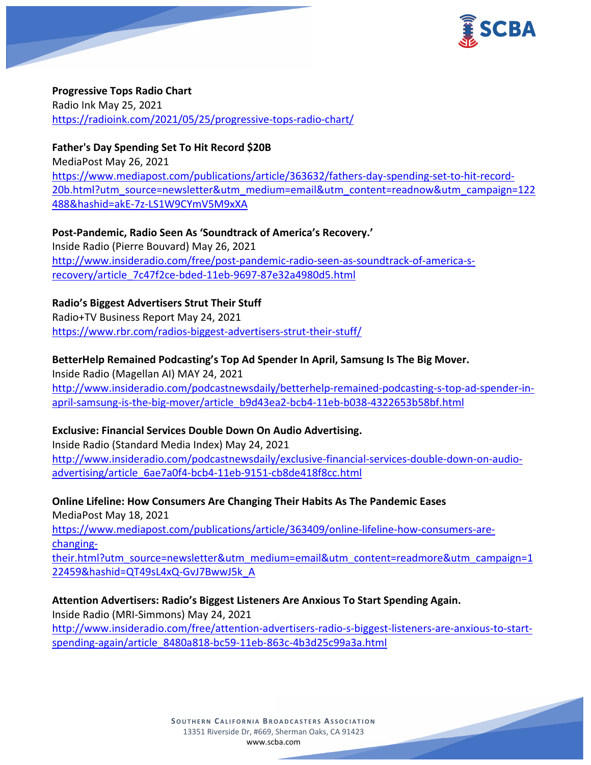**Progressive Tops Radio Chart**
Radio Ink May 25, 2021
https://radioink.com/2021/05/25/progressive-tops-radio-chart/

**Father's Day Spending Set To Hit Record $20B**
MediaPost May 26, 2021
https://www.mediapost.com/publications/article/363632/fathers-day-spending-set-to-hit-record-20b.html?utm_source=newsletter&utm_medium=email&utm_content=readnow&utm_campaign=122488&hashid=akE-7z-LS1W9CYmV5M9xXA

**Post-Pandemic, Radio Seen As 'Soundtrack of America's Recovery.'**
Inside Radio (Pierre Bouvard) May 26, 2021
http://www.insideradio.com/free/post-pandemic-radio-seen-as-soundtrack-of-america-s-recovery/article_7c47f2ce-bded-11eb-9697-87e32a4980d5.html

**Radio's Biggest Advertisers Strut Their Stuff**
Radio+TV Business Report May 24, 2021
https://www.rbr.com/radios-biggest-advertisers-strut-their-stuff/

**BetterHelp Remained Podcasting's Top Ad Spender In April, Samsung Is The Big Mover.**
Inside Radio (Magellan AI) MAY 24, 2021
http://www.insideradio.com/podcastnewsdaily/betterhelp-remained-podcasting-s-top-ad-spender-in-april-samsung-is-the-big-mover/article_b9d43ea2-bcb4-11eb-b038-4322653b58bf.html

**Exclusive: Financial Services Double Down On Audio Advertising.**
Inside Radio (Standard Media Index) May 24, 2021
http://www.insideradio.com/podcastnewsdaily/exclusive-financial-services-double-down-on-audio-advertising/article_6ae7a0f4-bcb4-11eb-9151-cb8de418f8cc.html

**Online Lifeline: How Consumers Are Changing Their Habits As The Pandemic Eases**
MediaPost May 18, 2021
https://www.mediapost.com/publications/article/363409/online-lifeline-how-consumers-are-changing-their.html?utm_source=newsletter&utm_medium=email&utm_content=readmore&utm_campaign=122459&hashid=QT49sL4xQ-GvJ7BwwJ5k_A

**Attention Advertisers: Radio's Biggest Listeners Are Anxious To Start Spending Again.**
Inside Radio (MRI-Simmons) May 24, 2021
http://www.insideradio.com/free/attention-advertisers-radio-s-biggest-listeners-are-anxious-to-start-spending-again/article_8480a818-bc59-11eb-863c-4b3d25c99a3a.html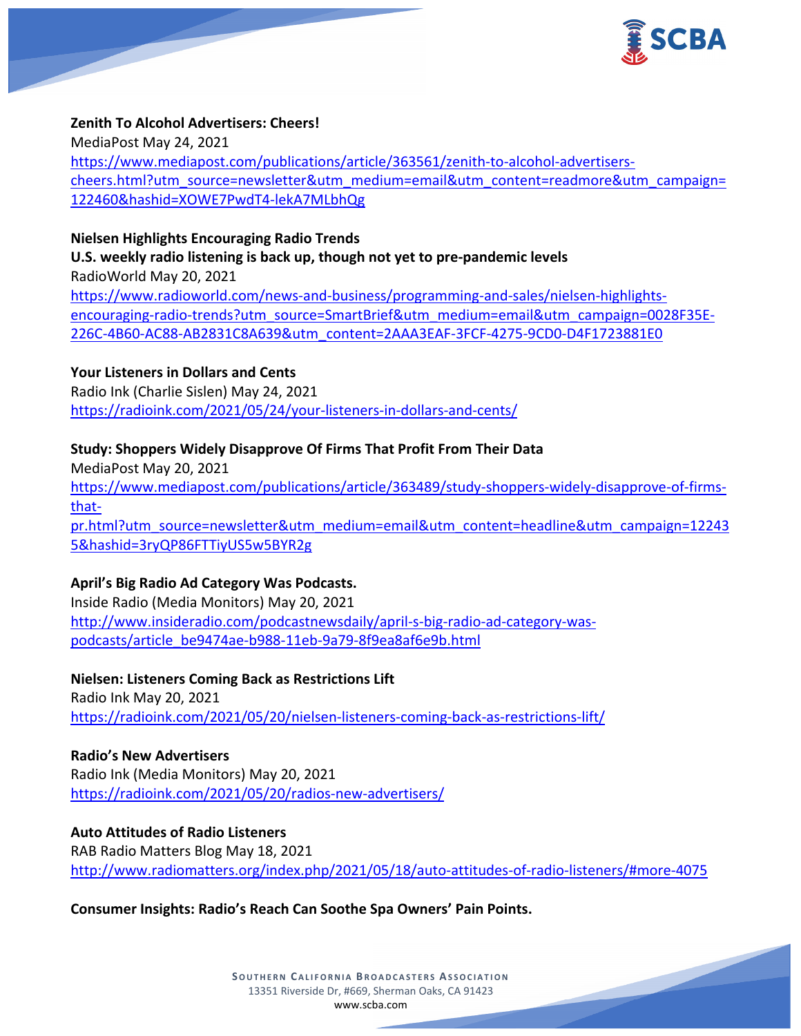**Zenith To Alcohol Advertisers: Cheers!**
MediaPost May 24, 2021
https://www.mediapost.com/publications/article/363561/zenith-to-alcohol-advertisers-cheers.html?utm_source=newsletter&utm_medium=email&utm_content=readmore&utm_campaign=122460&hashid=XOWE7PwdT4-lekA7MLbhQg

**Nielsen Highlights Encouraging Radio Trends**
**U.S. weekly radio listening is back up, though not yet to pre-pandemic levels**
RadioWorld May 20, 2021
https://www.radioworld.com/news-and-business/programming-and-sales/nielsen-highlights-encouraging-radio-trends?utm_source=SmartBrief&utm_medium=email&utm_campaign=0028F35E-226C-4B60-AC88-AB2831C8A639&utm_content=2AAA3EAF-3FCF-4275-9CD0-D4F1723881E0

**Your Listeners in Dollars and Cents**
Radio Ink (Charlie Sislen) May 24, 2021
https://radioink.com/2021/05/24/your-listeners-in-dollars-and-cents/

**Study: Shoppers Widely Disapprove Of Firms That Profit From Their Data**
MediaPost May 20, 2021
https://www.mediapost.com/publications/article/363489/study-shoppers-widely-disapprove-of-firms-that-pr.html?utm_source=newsletter&utm_medium=email&utm_content=headline&utm_campaign=122435&hashid=3ryQP86FTTiyUS5w5BYR2g

**April's Big Radio Ad Category Was Podcasts.**
Inside Radio (Media Monitors) May 20, 2021
http://www.insideradio.com/podcastnewsdaily/april-s-big-radio-ad-category-was-podcasts/article_be9474ae-b988-11eb-9a79-8f9ea8af6e9b.html

**Nielsen: Listeners Coming Back as Restrictions Lift**
Radio Ink May 20, 2021
https://radioink.com/2021/05/20/nielsen-listeners-coming-back-as-restrictions-lift/

**Radio's New Advertisers**
Radio Ink (Media Monitors) May 20, 2021
https://radioink.com/2021/05/20/radios-new-advertisers/

**Auto Attitudes of Radio Listeners**
RAB Radio Matters Blog May 18, 2021
http://www.radiomatters.org/index.php/2021/05/18/auto-attitudes-of-radio-listeners/#more-4075

**Consumer Insights: Radio's Reach Can Soothe Spa Owners' Pain Points.**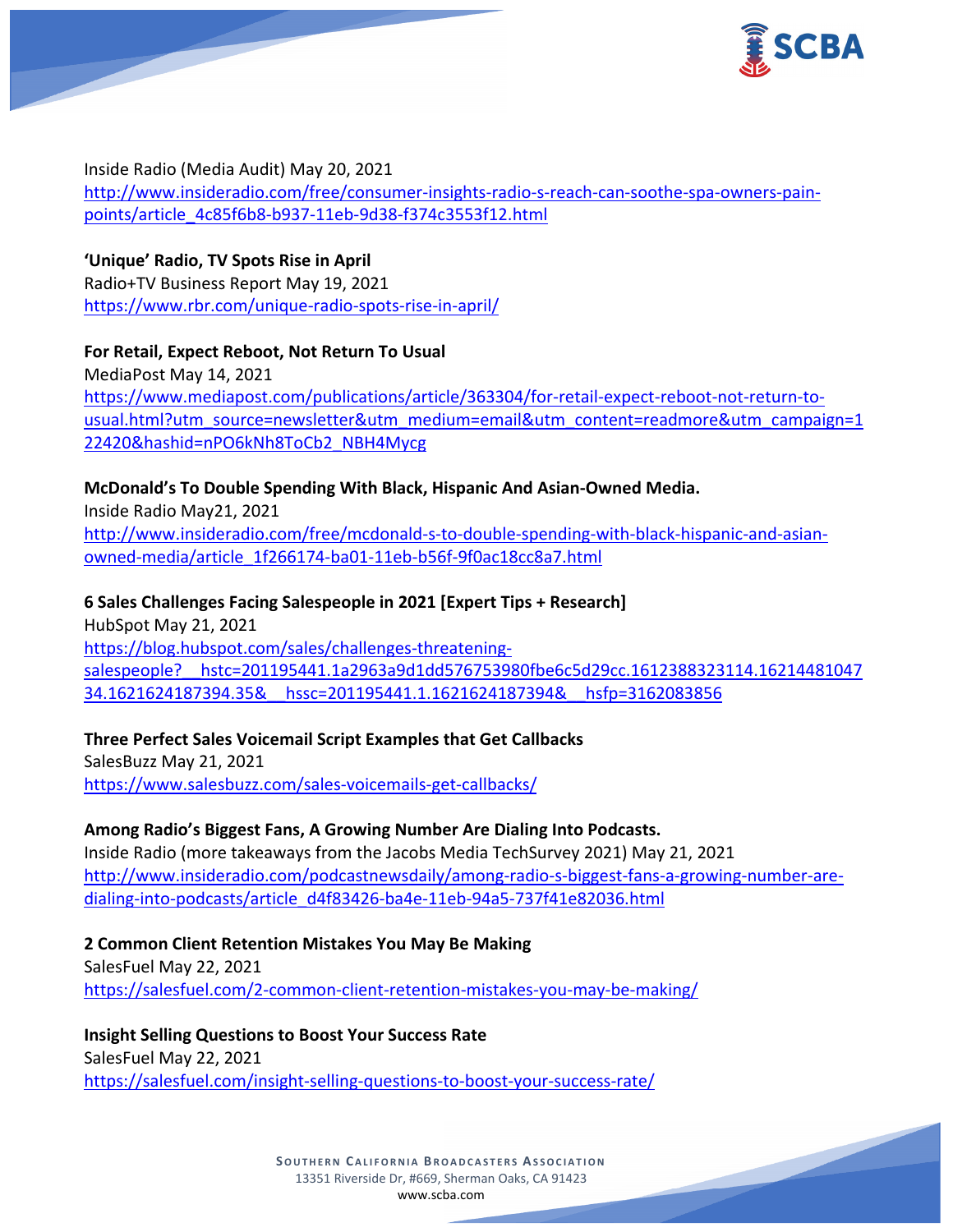Inside Radio (Media Audit) May 20, 2021
http://www.insideradio.com/free/consumer-insights-radio-s-reach-can-soothe-spa-owners-pain-points/article_4c85f6b8-b937-11eb-9d38-f374c3553f12.html

**'Unique' Radio, TV Spots Rise in April**
Radio+TV Business Report May 19, 2021
https://www.rbr.com/unique-radio-spots-rise-in-april/

**For Retail, Expect Reboot, Not Return To Usual**
MediaPost May 14, 2021
https://www.mediapost.com/publications/article/363304/for-retail-expect-reboot-not-return-to-usual.html?utm_source=newsletter&utm_medium=email&utm_content=readmore&utm_campaign=122420&hashid=nPO6kNh8ToCb2_NBH4Mycg

**McDonald's To Double Spending With Black, Hispanic And Asian-Owned Media.**
Inside Radio May21, 2021
http://www.insideradio.com/free/mcdonald-s-to-double-spending-with-black-hispanic-and-asian-owned-media/article_1f266174-ba01-11eb-b56f-9f0ac18cc8a7.html

**6 Sales Challenges Facing Salespeople in 2021 [Expert Tips + Research]**
HubSpot May 21, 2021
https://blog.hubspot.com/sales/challenges-threatening-salespeople?__hstc=201195441.1a2963a9d1dd576753980fbe6c5d29cc.1612388323114.1621448104734.1621624187394.35&__hssc=201195441.1.1621624187394&__hsfp=3162083856

**Three Perfect Sales Voicemail Script Examples that Get Callbacks**
SalesBuzz May 21, 2021
https://www.salesbuzz.com/sales-voicemails-get-callbacks/

**Among Radio's Biggest Fans, A Growing Number Are Dialing Into Podcasts.**
Inside Radio (more takeaways from the Jacobs Media TechSurvey 2021) May 21, 2021
http://www.insideradio.com/podcastnewsdaily/among-radio-s-biggest-fans-a-growing-number-are-dialing-into-podcasts/article_d4f83426-ba4e-11eb-94a5-737f41e82036.html

**2 Common Client Retention Mistakes You May Be Making**
SalesFuel May 22, 2021
https://salesfuel.com/2-common-client-retention-mistakes-you-may-be-making/

**Insight Selling Questions to Boost Your Success Rate**
SalesFuel May 22, 2021
https://salesfuel.com/insight-selling-questions-to-boost-your-success-rate/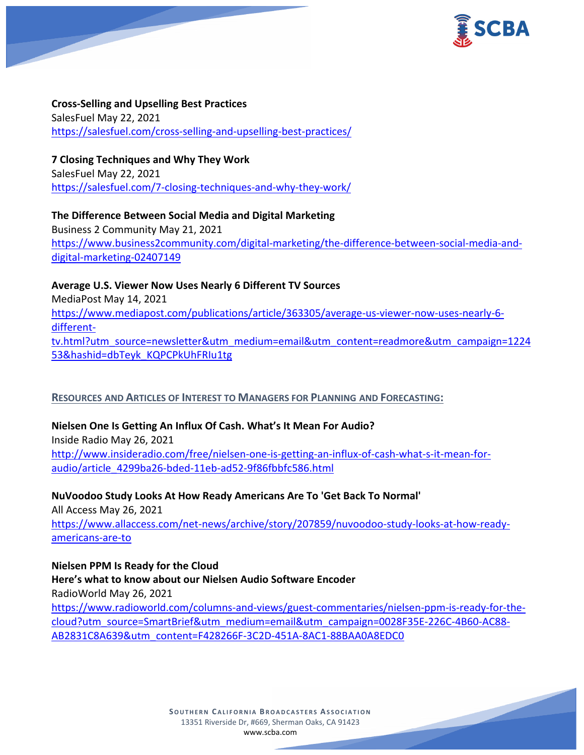**Cross-Selling and Upselling Best Practices**
SalesFuel May 22, 2021
https://salesfuel.com/cross-selling-and-upselling-best-practices/

**7 Closing Techniques and Why They Work**
SalesFuel May 22, 2021
https://salesfuel.com/7-closing-techniques-and-why-they-work/

**The Difference Between Social Media and Digital Marketing**
Business 2 Community May 21, 2021
https://www.business2community.com/digital-marketing/the-difference-between-social-media-and-digital-marketing-02407149

**Average U.S. Viewer Now Uses Nearly 6 Different TV Sources**
MediaPost May 14, 2021
https://www.mediapost.com/publications/article/363305/average-us-viewer-now-uses-nearly-6-different-tv.html?utm_source=newsletter&utm_medium=email&utm_content=readmore&utm_campaign=122453&hashid=dbTeyk_KQPCPkUhFRIu1tg

## RESOURCES AND ARTICLES OF INTEREST TO MANAGERS FOR PLANNING AND FORECASTING:

**Nielsen One Is Getting An Influx Of Cash. What's It Mean For Audio?**
Inside Radio May 26, 2021
http://www.insideradio.com/free/nielsen-one-is-getting-an-influx-of-cash-what-s-it-mean-for-audio/article_4299ba26-bded-11eb-ad52-9f86fbbfc586.html

**NuVoodoo Study Looks At How Ready Americans Are To 'Get Back To Normal'**
All Access May 26, 2021
https://www.allaccess.com/net-news/archive/story/207859/nuvoodoo-study-looks-at-how-ready-americans-are-to

**Nielsen PPM Is Ready for the Cloud**
**Here's what to know about our Nielsen Audio Software Encoder**
RadioWorld May 26, 2021
https://www.radioworld.com/columns-and-views/guest-commentaries/nielsen-ppm-is-ready-for-the-cloud?utm_source=SmartBrief&utm_medium=email&utm_campaign=0028F35E-226C-4B60-AC88-AB2831C8A639&utm_content=F428266F-3C2D-451A-8AC1-88BAA0A8EDC0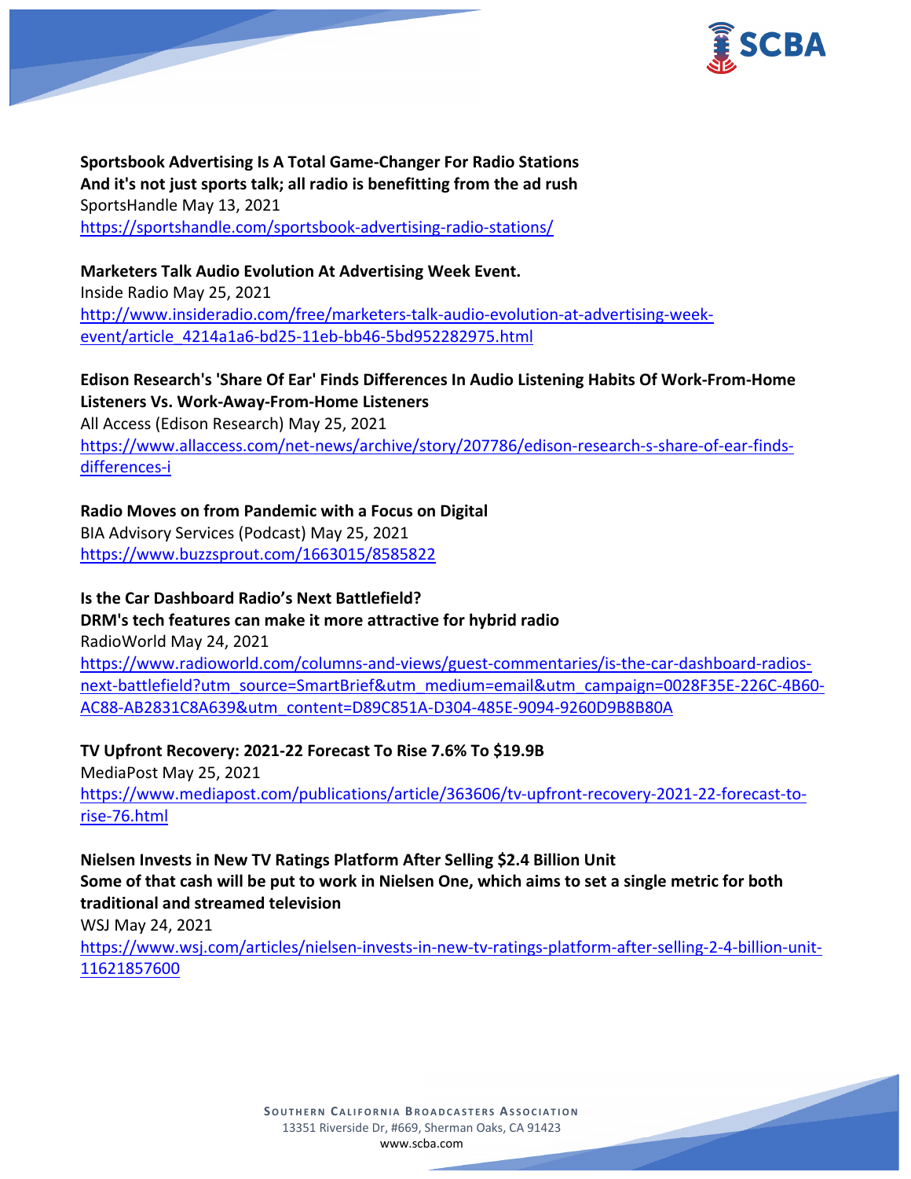**Sportsbook Advertising Is A Total Game-Changer For Radio Stations**
**And it's not just sports talk; all radio is benefitting from the ad rush**
SportsHandle May 13, 2021
https://sportshandle.com/sportsbook-advertising-radio-stations/

**Marketers Talk Audio Evolution At Advertising Week Event.**
Inside Radio May 25, 2021
http://www.insideradio.com/free/marketers-talk-audio-evolution-at-advertising-week-event/article_4214a1a6-bd25-11eb-bb46-5bd952282975.html

**Edison Research's 'Share Of Ear' Finds Differences In Audio Listening Habits Of Work-From-Home Listeners Vs. Work-Away-From-Home Listeners**
All Access (Edison Research) May 25, 2021
https://www.allaccess.com/net-news/archive/story/207786/edison-research-s-share-of-ear-finds-differences-i

**Radio Moves on from Pandemic with a Focus on Digital**
BIA Advisory Services (Podcast) May 25, 2021
https://www.buzzsprout.com/1663015/8585822

**Is the Car Dashboard Radio's Next Battlefield?**
**DRM's tech features can make it more attractive for hybrid radio**
RadioWorld May 24, 2021
https://www.radioworld.com/columns-and-views/guest-commentaries/is-the-car-dashboard-radios-next-battlefield?utm_source=SmartBrief&utm_medium=email&utm_campaign=0028F35E-226C-4B60-AC88-AB2831C8A639&utm_content=D89C851A-D304-485E-9094-9260D9B8B80A

**TV Upfront Recovery: 2021-22 Forecast To Rise 7.6% To $19.9B**
MediaPost May 25, 2021
https://www.mediapost.com/publications/article/363606/tv-upfront-recovery-2021-22-forecast-to-rise-76.html

**Nielsen Invests in New TV Ratings Platform After Selling $2.4 Billion Unit**
**Some of that cash will be put to work in Nielsen One, which aims to set a single metric for both traditional and streamed television**
WSJ May 24, 2021
https://www.wsj.com/articles/nielsen-invests-in-new-tv-ratings-platform-after-selling-2-4-billion-unit-11621857600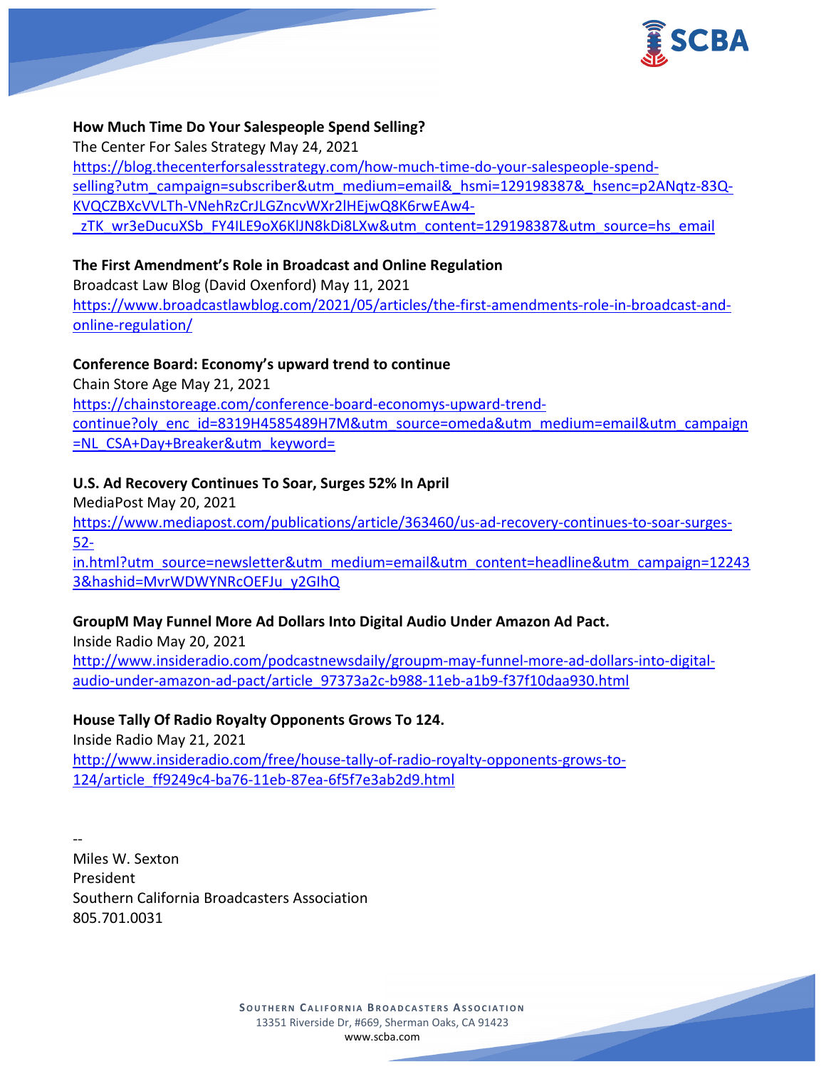**How Much Time Do Your Salespeople Spend Selling?**
The Center For Sales Strategy May 24, 2021
https://blog.thecenterforsalesstrategy.com/how-much-time-do-your-salespeople-spend-selling?utm_campaign=subscriber&utm_medium=email&_hsmi=129198387&_hsenc=p2ANqtz-83Q-KVQCZBXcVVLTh-VNehRzCrJLGZncvWXr2lHEjwQ8K6rwEAw4-_zTK_wr3eDucuXSb_FY4ILE9oX6KlJN8kDi8LXw&utm_content=129198387&utm_source=hs_email

**The First Amendment's Role in Broadcast and Online Regulation**
Broadcast Law Blog (David Oxenford) May 11, 2021
https://www.broadcastlawblog.com/2021/05/articles/the-first-amendments-role-in-broadcast-and-online-regulation/

**Conference Board: Economy's upward trend to continue**
Chain Store Age May 21, 2021
https://chainstoreage.com/conference-board-economys-upward-trend-continue?oly_enc_id=8319H4585489H7M&utm_source=omeda&utm_medium=email&utm_campaign=NL_CSA+Day+Breaker&utm_keyword=

**U.S. Ad Recovery Continues To Soar, Surges 52% In April**
MediaPost May 20, 2021
https://www.mediapost.com/publications/article/363460/us-ad-recovery-continues-to-soar-surges-52-in.html?utm_source=newsletter&utm_medium=email&utm_content=headline&utm_campaign=122433&hashid=MvrWDWYNRcOEFJu_y2GIhQ

**GroupM May Funnel More Ad Dollars Into Digital Audio Under Amazon Ad Pact.**
Inside Radio May 20, 2021
http://www.insideradio.com/podcastnewsdaily/groupm-may-funnel-more-ad-dollars-into-digital-audio-under-amazon-ad-pact/article_97373a2c-b988-11eb-a1b9-f37f10daa930.html

**House Tally Of Radio Royalty Opponents Grows To 124.**
Inside Radio May 21, 2021
http://www.insideradio.com/free/house-tally-of-radio-royalty-opponents-grows-to-124/article_ff9249c4-ba76-11eb-87ea-6f5f7e3ab2d9.html

--
Miles W. Sexton
President
Southern California Broadcasters Association
805.701.0031